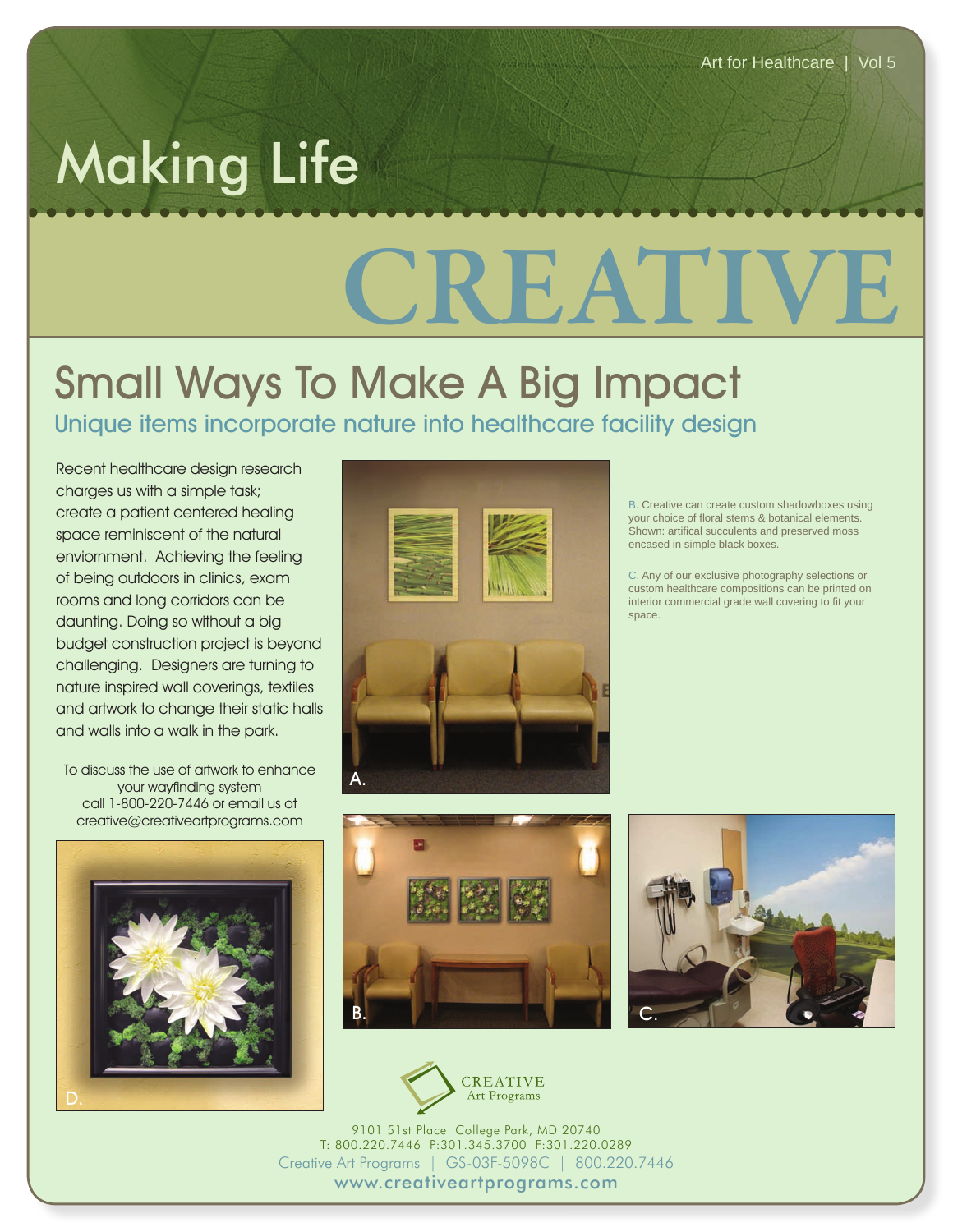# Making Life CREATIVE

## Small Ways To Make A Big Impact

### Unique items incorporate nature into healthcare facility design

Recent healthcare design research charges us with a simple task; create a patient centered healing space reminiscent of the natural enviornment. Achieving the feeling of being outdoors in clinics, exam rooms and long corridors can be daunting. Doing so without a big budget construction project is beyond challenging. Designers are turning to nature inspired wall coverings, textiles and artwork to change their static halls and walls into a walk in the park.

To discuss the use of artwork to enhance your wayfinding system call 1-800-220-7446 or email us at creative@creativeartprograms.com

A.

B. Creative can create custom shadowboxes using your choice of floral stems & botanical elements. Shown: artifical succulents and preserved moss encased in simple black boxes.

C. Any of our exclusive photography selections or custom healthcare compositions can be printed on interior commercial grade wall covering to fit your space.

D.

CREATIVE Art Programs

9101 51st Place College Park, MD 20740
T: 800.220.7446 P:301.345.3700 F:301.220.0289
Creative Art Programs | GS-03F-5098C | 800.220.7446
www.creativeartprograms.com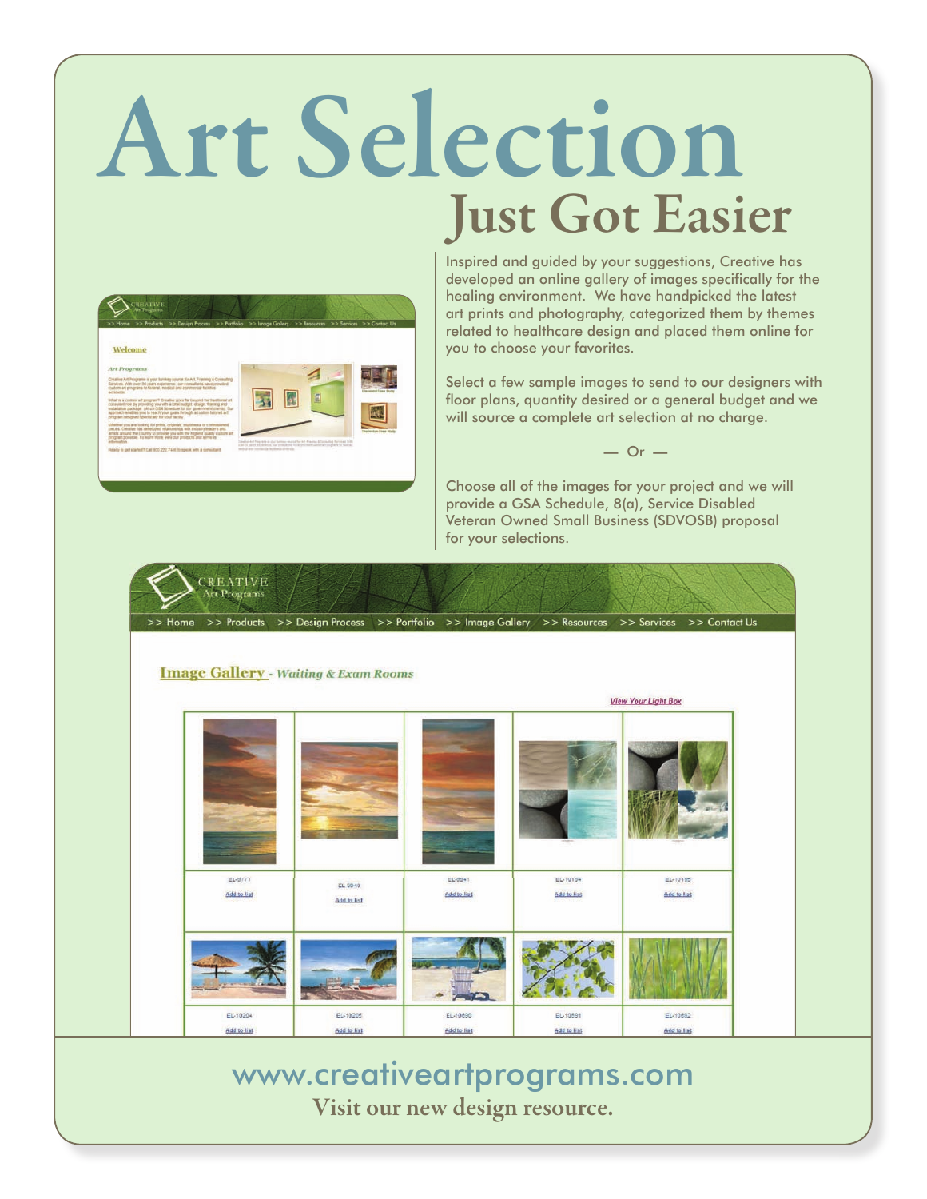# Art Selection

## Just Got Easier

Inspired and guided by your suggestions, Creative has developed an online gallery of images specifically for the healing environment. We have handpicked the latest art prints and photography, categorized them by themes related to healthcare design and placed them online for you to choose your favorites.

Select a few sample images to send to our designers with floor plans, quantity desired or a general budget and we will source a complete art selection at no charge.

— Or —

Choose all of the images for your project and we will provide a GSA Schedule, 8(a), Service Disabled Veteran Owned Small Business (SDVOSB) proposal for your selections.

www.creativeartprograms.com

**Visit our new design resource.**